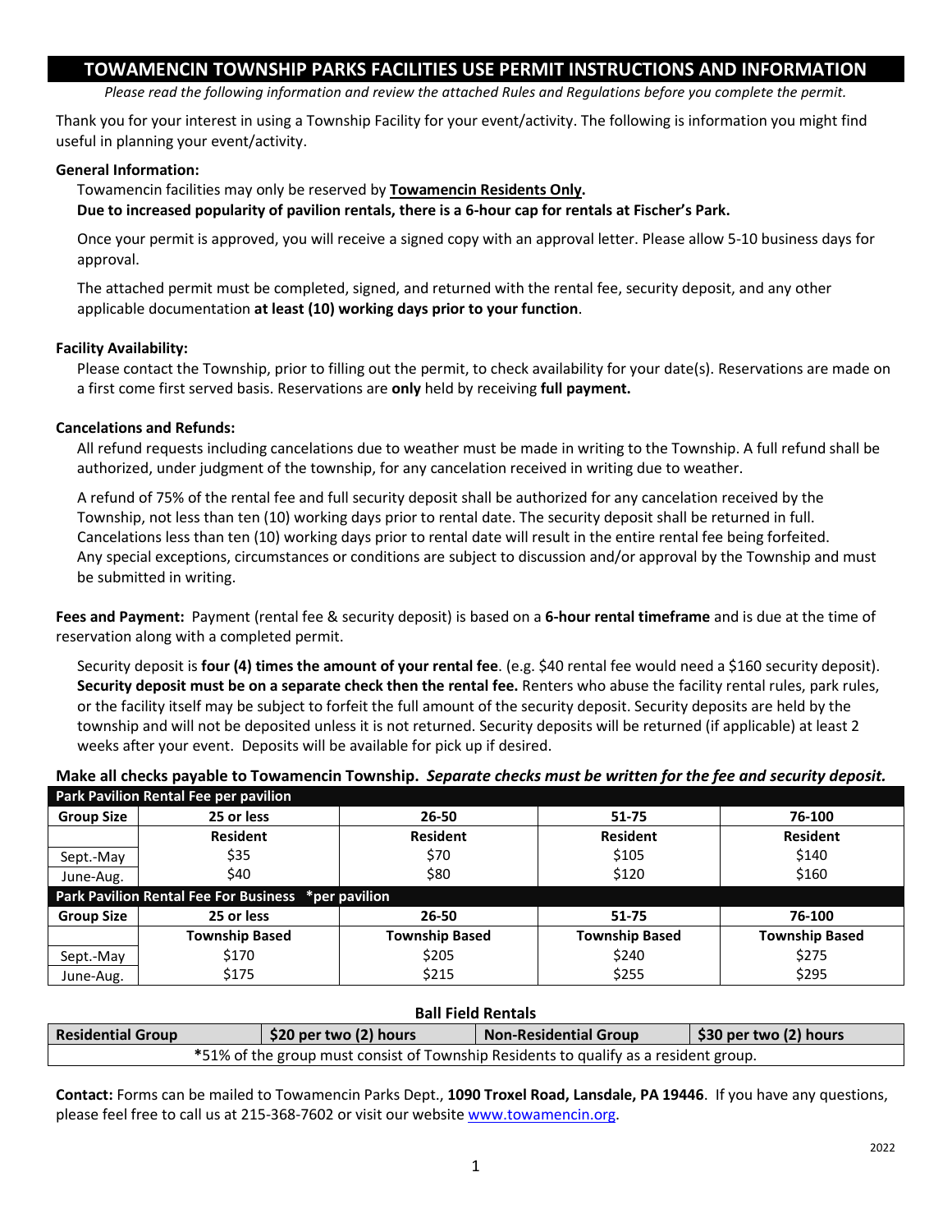# TOWAMENCIN TOWNSHIP PARKS FACILITIES USE PERMIT INSTRUCTIONS AND INFORMATION

*Please read the following information and review the attached Rules and Regulations before you complete the permit.*

Thank you for your interest in using a Township Facility for your event/activity. The following is information you might find useful in planning your event/activity.

**General Information:**

Towamencin facilities may only be reserved by **Towamencin Residents Only.**

**Due to increased popularity of pavilion rentals, there is a 6-hour cap for rentals at Fischer's Park.**

Once your permit is approved, you will receive a signed copy with an approval letter. Please allow 5-10 business days for approval.

The attached permit must be completed, signed, and returned with the rental fee, security deposit, and any other applicable documentation **at least (10) working days prior to your function**.

**Facility Availability:**

Please contact the Township, prior to filling out the permit, to check availability for your date(s). Reservations are made on a first come first served basis. Reservations are **only** held by receiving **full payment.**

**Cancelations and Refunds:**

All refund requests including cancelations due to weather must be made in writing to the Township. A full refund shall be authorized, under judgment of the township, for any cancelation received in writing due to weather.

A refund of 75% of the rental fee and full security deposit shall be authorized for any cancelation received by the Township, not less than ten (10) working days prior to rental date. The security deposit shall be returned in full. Cancelations less than ten (10) working days prior to rental date will result in the entire rental fee being forfeited. Any special exceptions, circumstances or conditions are subject to discussion and/or approval by the Township and must be submitted in writing.

**Fees and Payment:** Payment (rental fee & security deposit) is based on a **6-hour rental timeframe** and is due at the time of reservation along with a completed permit.

Security deposit is **four (4) times the amount of your rental fee**. (e.g. $40 rental fee would need a $160 security deposit). **Security deposit must be on a separate check then the rental fee.** Renters who abuse the facility rental rules, park rules, or the facility itself may be subject to forfeit the full amount of the security deposit. Security deposits are held by the township and will not be deposited unless it is not returned. Security deposits will be returned (if applicable) at least 2 weeks after your event. Deposits will be available for pick up if desired.

**Make all checks payable to Towamencin Township.** ***Separate checks must be written for the fee and security deposit.***

| **Park Pavilion Rental Fee per pavilion** | | | | |
|---|---|---|---|---|
| **Group Size** | **25 or less** | **26-50** | **51-75** | **76-100** |
| | **Resident** | **Resident** | **Resident** | **Resident** |
| Sept.-May | $35 | $70 | $105 | $140 |
| June-Aug. | $40 | $80 | $120 | $160 |
| **Park Pavilion Rental Fee For Business \*per pavilion** | | | | |
| **Group Size** | **25 or less** | **26-50** | **51-75** | **76-100** |
| | **Township Based** | **Township Based** | **Township Based** | **Township Based** |
| Sept.-May | $170 | $205 | $240 | $275 |
| June-Aug. | $175 | $215 | $255 | $295 |

**Ball Field Rentals**

| **Residential Group** | **$20 per two (2) hours** | **Non-Residential Group** | **$30 per two (2) hours** |
|---|---|---|---|
| *51% of the group must consist of Township Residents to qualify as a resident group. | | | |

**Contact:** Forms can be mailed to Towamencin Parks Dept., **1090 Troxel Road, Lansdale, PA 19446**. If you have any questions, please feel free to call us at 215-368-7602 or visit our website www.towamencin.org.

2022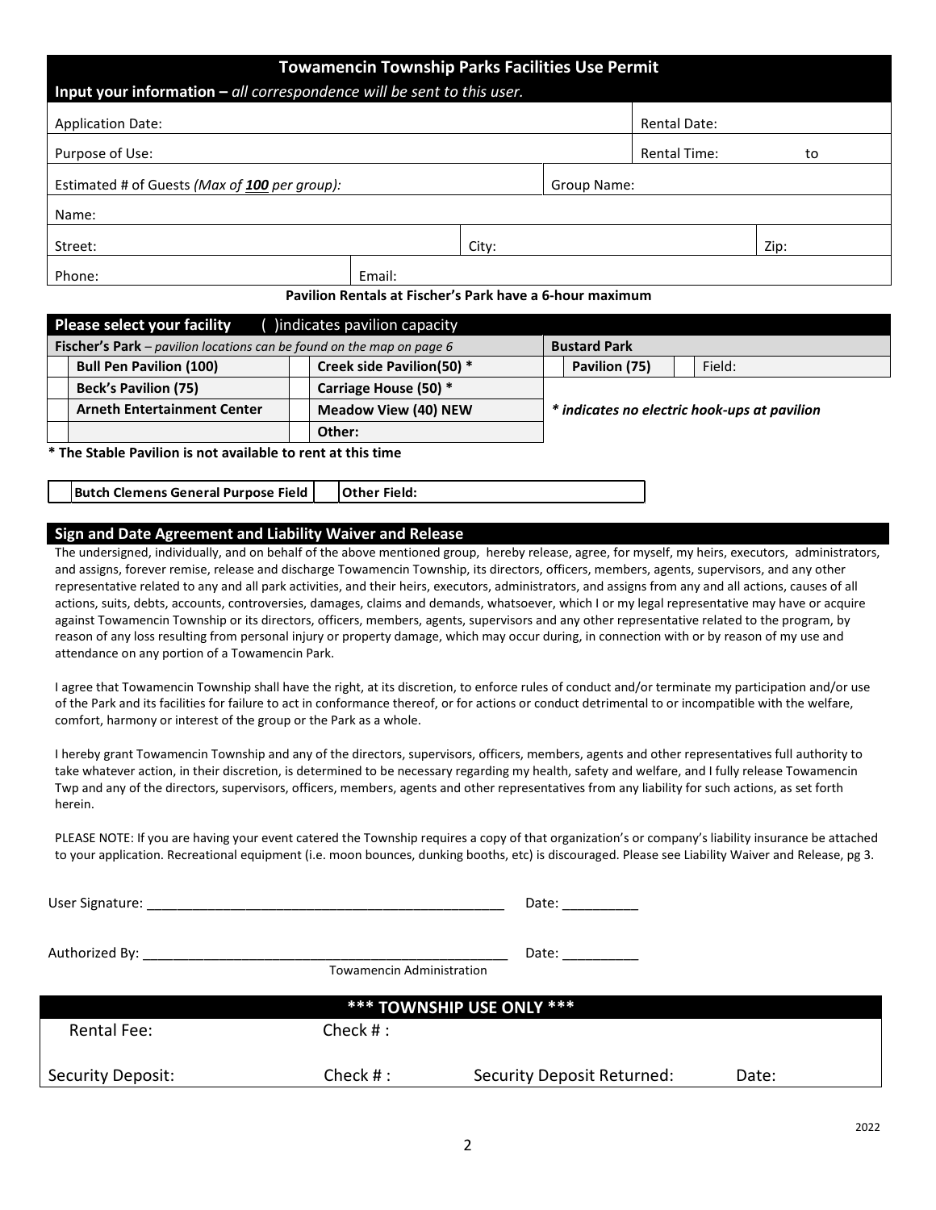# Towamencin Township Parks Facilities Use Permit

**Input your information –** *all correspondence will be sent to this user.*

| | | | |
|---|---|---|---|
| Application Date: | | Rental Date: | |
| Purpose of Use: | | Rental Time: | to |
| Estimated # of Guests *(Max of **100** per group):* | | Group Name: | |
| Name: | | | |
| Street: | City: | | Zip: |
| Phone: | Email: | | |

**Pavilion Rentals at Fischer's Park have a 6-hour maximum**

**Please select your facility** ( )indicates pavilion capacity

| **Fischer's Park** – *pavilion locations can be found on the map on page 6* | | | | **Bustard Park** | | | |
|---|---|---|---|---|---|---|---|
| | **Bull Pen Pavilion (100)** | | **Creek side Pavilion(50) \*** | | **Pavilion (75)** | | Field: |
| | **Beck's Pavilion (75)** | | **Carriage House (50) \*** | | | | |
| | **Arneth Entertainment Center** | | **Meadow View (40) NEW** | | | | |
| | | | **Other:** | | | | |

***\* indicates no electric hook-ups at pavilion***

**\* The Stable Pavilion is not available to rent at this time**

| | | | |
|---|---|---|---|
| | **Butch Clemens General Purpose Field** | | **Other Field:** |

## Sign and Date Agreement and Liability Waiver and Release

The undersigned, individually, and on behalf of the above mentioned group, hereby release, agree, for myself, my heirs, executors, administrators, and assigns, forever remise, release and discharge Towamencin Township, its directors, officers, members, agents, supervisors, and any other representative related to any and all park activities, and their heirs, executors, administrators, and assigns from any and all actions, causes of all actions, suits, debts, accounts, controversies, damages, claims and demands, whatsoever, which I or my legal representative may have or acquire against Towamencin Township or its directors, officers, members, agents, supervisors and any other representative related to the program, by reason of any loss resulting from personal injury or property damage, which may occur during, in connection with or by reason of my use and attendance on any portion of a Towamencin Park.

I agree that Towamencin Township shall have the right, at its discretion, to enforce rules of conduct and/or terminate my participation and/or use of the Park and its facilities for failure to act in conformance thereof, or for actions or conduct detrimental to or incompatible with the welfare, comfort, harmony or interest of the group or the Park as a whole.

I hereby grant Towamencin Township and any of the directors, supervisors, officers, members, agents and other representatives full authority to take whatever action, in their discretion, is determined to be necessary regarding my health, safety and welfare, and I fully release Towamencin Twp and any of the directors, supervisors, officers, members, agents and other representatives from any liability for such actions, as set forth herein.

PLEASE NOTE: If you are having your event catered the Township requires a copy of that organization's or company's liability insurance be attached to your application. Recreational equipment (i.e. moon bounces, dunking booths, etc) is discouraged. Please see Liability Waiver and Release, pg 3.

User Signature: ______________________________________________ Date: __________

Authorized By: ______________________________________________ Date: __________
Towamencin Administration

## \*\*\* TOWNSHIP USE ONLY \*\*\*

| | | | |
|---|---|---|---|
| Rental Fee: | Check # : | | |
| Security Deposit: | Check # : | Security Deposit Returned: | Date: |

2022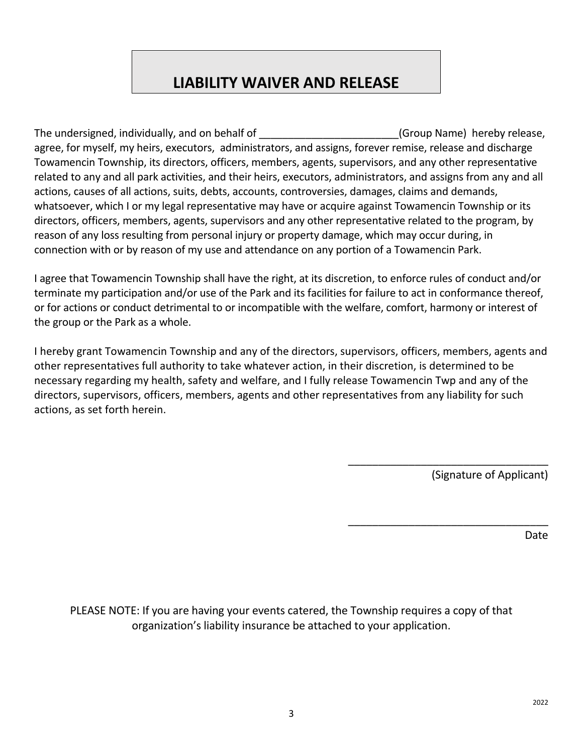# LIABILITY WAIVER AND RELEASE

The undersigned, individually, and on behalf of ________________________(Group Name) hereby release, agree, for myself, my heirs, executors, administrators, and assigns, forever remise, release and discharge Towamencin Township, its directors, officers, members, agents, supervisors, and any other representative related to any and all park activities, and their heirs, executors, administrators, and assigns from any and all actions, causes of all actions, suits, debts, accounts, controversies, damages, claims and demands, whatsoever, which I or my legal representative may have or acquire against Towamencin Township or its directors, officers, members, agents, supervisors and any other representative related to the program, by reason of any loss resulting from personal injury or property damage, which may occur during, in connection with or by reason of my use and attendance on any portion of a Towamencin Park.

I agree that Towamencin Township shall have the right, at its discretion, to enforce rules of conduct and/or terminate my participation and/or use of the Park and its facilities for failure to act in conformance thereof, or for actions or conduct detrimental to or incompatible with the welfare, comfort, harmony or interest of the group or the Park as a whole.

I hereby grant Towamencin Township and any of the directors, supervisors, officers, members, agents and other representatives full authority to take whatever action, in their discretion, is determined to be necessary regarding my health, safety and welfare, and I fully release Towamencin Twp and any of the directors, supervisors, officers, members, agents and other representatives from any liability for such actions, as set forth herein.

__________________________________
(Signature of Applicant)

__________________________________
Date

PLEASE NOTE: If you are having your events catered, the Township requires a copy of that organization's liability insurance be attached to your application.

2022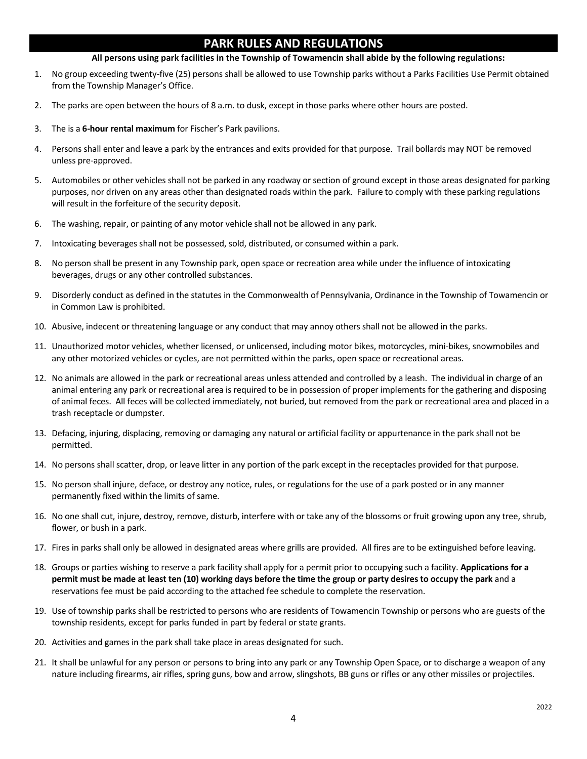# PARK RULES AND REGULATIONS

**All persons using park facilities in the Township of Towamencin shall abide by the following regulations:**

1. No group exceeding twenty-five (25) persons shall be allowed to use Township parks without a Parks Facilities Use Permit obtained from the Township Manager's Office.
2. The parks are open between the hours of 8 a.m. to dusk, except in those parks where other hours are posted.
3. The is a **6-hour rental maximum** for Fischer's Park pavilions.
4. Persons shall enter and leave a park by the entrances and exits provided for that purpose. Trail bollards may NOT be removed unless pre-approved.
5. Automobiles or other vehicles shall not be parked in any roadway or section of ground except in those areas designated for parking purposes, nor driven on any areas other than designated roads within the park. Failure to comply with these parking regulations will result in the forfeiture of the security deposit.
6. The washing, repair, or painting of any motor vehicle shall not be allowed in any park.
7. Intoxicating beverages shall not be possessed, sold, distributed, or consumed within a park.
8. No person shall be present in any Township park, open space or recreation area while under the influence of intoxicating beverages, drugs or any other controlled substances.
9. Disorderly conduct as defined in the statutes in the Commonwealth of Pennsylvania, Ordinance in the Township of Towamencin or in Common Law is prohibited.
10. Abusive, indecent or threatening language or any conduct that may annoy others shall not be allowed in the parks.
11. Unauthorized motor vehicles, whether licensed, or unlicensed, including motor bikes, motorcycles, mini-bikes, snowmobiles and any other motorized vehicles or cycles, are not permitted within the parks, open space or recreational areas.
12. No animals are allowed in the park or recreational areas unless attended and controlled by a leash. The individual in charge of an animal entering any park or recreational area is required to be in possession of proper implements for the gathering and disposing of animal feces. All feces will be collected immediately, not buried, but removed from the park or recreational area and placed in a trash receptacle or dumpster.
13. Defacing, injuring, displacing, removing or damaging any natural or artificial facility or appurtenance in the park shall not be permitted.
14. No persons shall scatter, drop, or leave litter in any portion of the park except in the receptacles provided for that purpose.
15. No person shall injure, deface, or destroy any notice, rules, or regulations for the use of a park posted or in any manner permanently fixed within the limits of same.
16. No one shall cut, injure, destroy, remove, disturb, interfere with or take any of the blossoms or fruit growing upon any tree, shrub, flower, or bush in a park.
17. Fires in parks shall only be allowed in designated areas where grills are provided. All fires are to be extinguished before leaving.
18. Groups or parties wishing to reserve a park facility shall apply for a permit prior to occupying such a facility. **Applications for a permit must be made at least ten (10) working days before the time the group or party desires to occupy the park** and a reservations fee must be paid according to the attached fee schedule to complete the reservation.
19. Use of township parks shall be restricted to persons who are residents of Towamencin Township or persons who are guests of the township residents, except for parks funded in part by federal or state grants.
20. Activities and games in the park shall take place in areas designated for such.
21. It shall be unlawful for any person or persons to bring into any park or any Township Open Space, or to discharge a weapon of any nature including firearms, air rifles, spring guns, bow and arrow, slingshots, BB guns or rifles or any other missiles or projectiles.

2022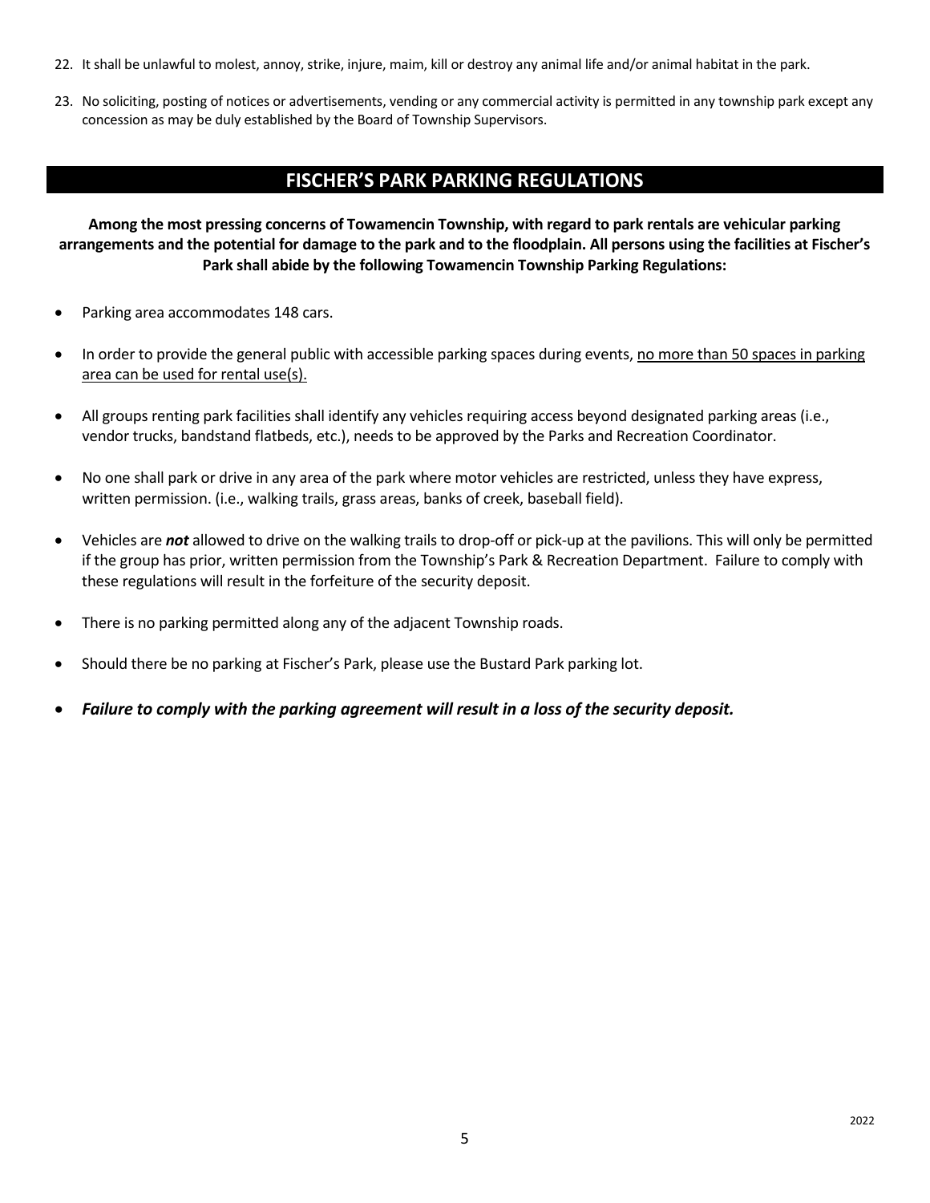22. It shall be unlawful to molest, annoy, strike, injure, maim, kill or destroy any animal life and/or animal habitat in the park.

23. No soliciting, posting of notices or advertisements, vending or any commercial activity is permitted in any township park except any concession as may be duly established by the Board of Township Supervisors.

## FISCHER'S PARK PARKING REGULATIONS

**Among the most pressing concerns of Towamencin Township, with regard to park rentals are vehicular parking arrangements and the potential for damage to the park and to the floodplain. All persons using the facilities at Fischer's Park shall abide by the following Towamencin Township Parking Regulations:**

- Parking area accommodates 148 cars.
- In order to provide the general public with accessible parking spaces during events, <u>no more than 50 spaces in parking area can be used for rental use(s).</u>
- All groups renting park facilities shall identify any vehicles requiring access beyond designated parking areas (i.e., vendor trucks, bandstand flatbeds, etc.), needs to be approved by the Parks and Recreation Coordinator.
- No one shall park or drive in any area of the park where motor vehicles are restricted, unless they have express, written permission. (i.e., walking trails, grass areas, banks of creek, baseball field).
- Vehicles are ***not*** allowed to drive on the walking trails to drop-off or pick-up at the pavilions. This will only be permitted if the group has prior, written permission from the Township's Park & Recreation Department. Failure to comply with these regulations will result in the forfeiture of the security deposit.
- There is no parking permitted along any of the adjacent Township roads.
- Should there be no parking at Fischer's Park, please use the Bustard Park parking lot.
- ***Failure to comply with the parking agreement will result in a loss of the security deposit.***

2022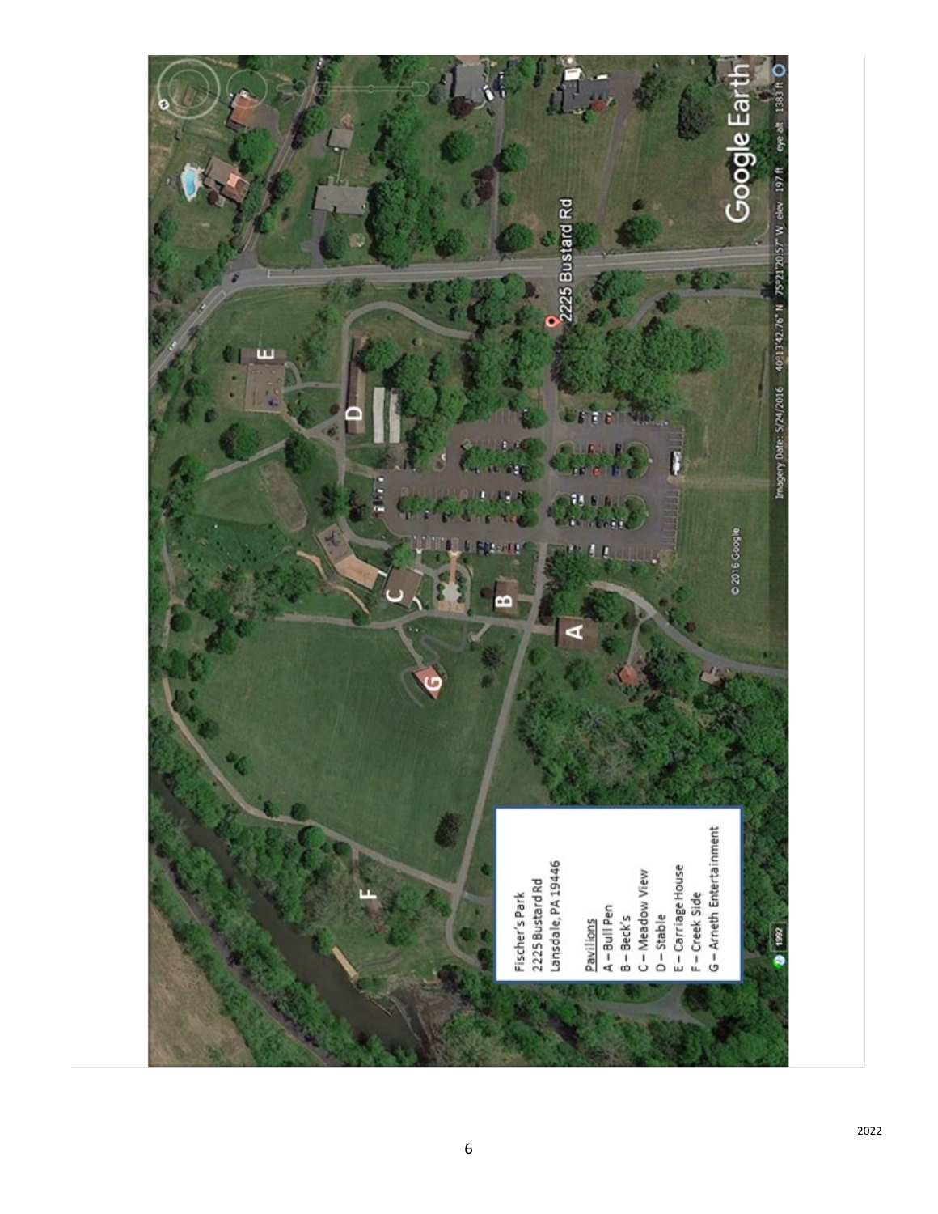Fischer's Park
2225 Bustard Rd
Lansdale, PA 19446

Pavilions
A – Bull Pen
B – Beck's
C – Meadow View
D – Stable
E – Carriage House
F – Creek Side
G – Arneth Entertainment

2225 Bustard Rd

A B C D E F G

© 2016 Google

Imagery Date: 5/24/2016 40°13'42.76" N 75°21'20.57" W elev 197 ft eye alt 1383 ft

Google Earth

1992

2022